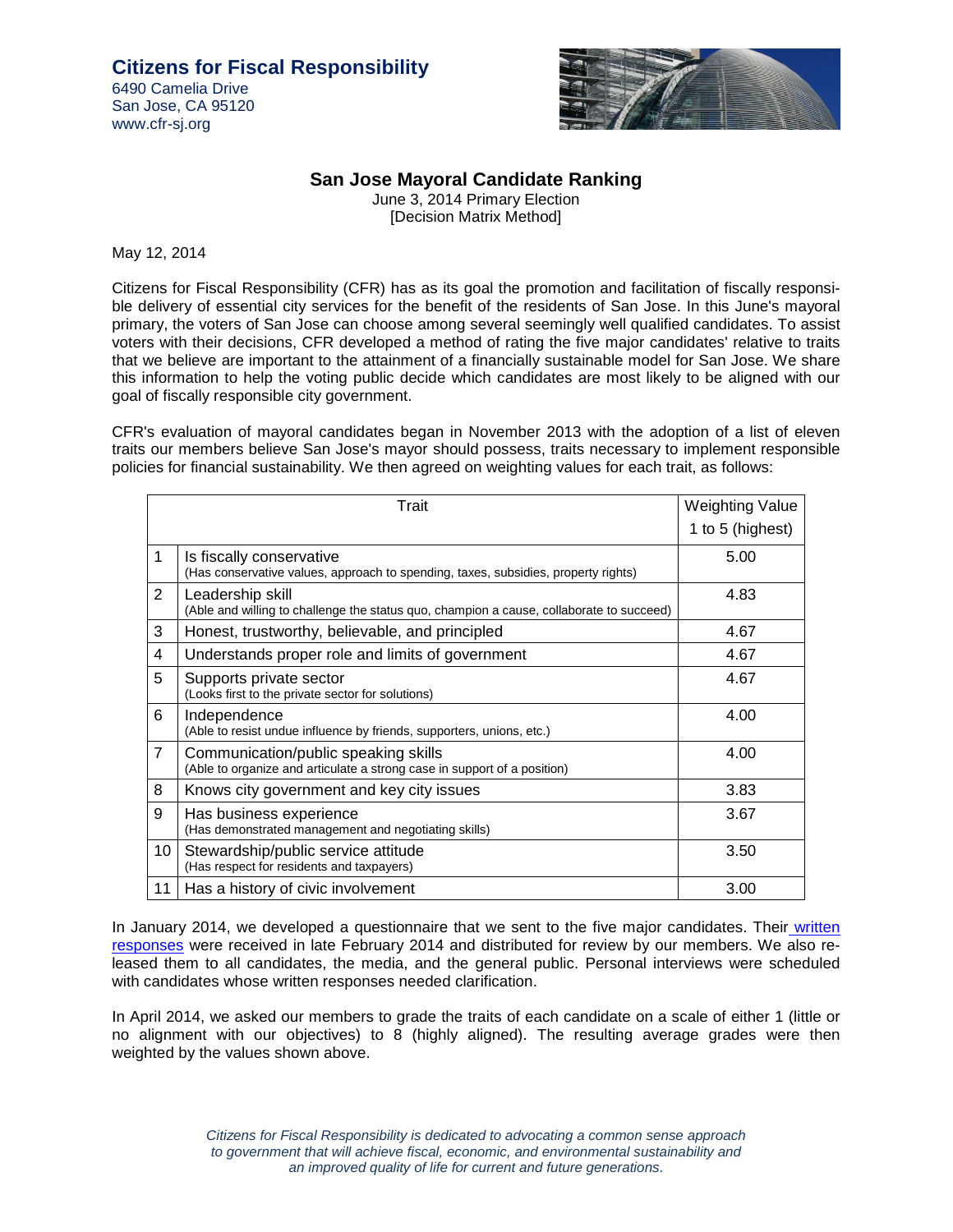**Citizens for Fiscal Responsibility**
6490 Camelia Drive
San Jose, CA 95120
www.cfr-sj.org

# San Jose Mayoral Candidate Ranking

June 3, 2014 Primary Election
[Decision Matrix Method]

May 12, 2014

Citizens for Fiscal Responsibility (CFR) has as its goal the promotion and facilitation of fiscally responsible delivery of essential city services for the benefit of the residents of San Jose. In this June's mayoral primary, the voters of San Jose can choose among several seemingly well qualified candidates. To assist voters with their decisions, CFR developed a method of rating the five major candidates' relative to traits that we believe are important to the attainment of a financially sustainable model for San Jose. We share this information to help the voting public decide which candidates are most likely to be aligned with our goal of fiscally responsible city government.

CFR's evaluation of mayoral candidates began in November 2013 with the adoption of a list of eleven traits our members believe San Jose's mayor should possess, traits necessary to implement responsible policies for financial sustainability. We then agreed on weighting values for each trait, as follows:

| | Trait | Weighting Value 1 to 5 (highest) |
|---|---|---|
| 1 | Is fiscally conservative (Has conservative values, approach to spending, taxes, subsidies, property rights) | 5.00 |
| 2 | Leadership skill (Able and willing to challenge the status quo, champion a cause, collaborate to succeed) | 4.83 |
| 3 | Honest, trustworthy, believable, and principled | 4.67 |
| 4 | Understands proper role and limits of government | 4.67 |
| 5 | Supports private sector (Looks first to the private sector for solutions) | 4.67 |
| 6 | Independence (Able to resist undue influence by friends, supporters, unions, etc.) | 4.00 |
| 7 | Communication/public speaking skills (Able to organize and articulate a strong case in support of a position) | 4.00 |
| 8 | Knows city government and key city issues | 3.83 |
| 9 | Has business experience (Has demonstrated management and negotiating skills) | 3.67 |
| 10 | Stewardship/public service attitude (Has respect for residents and taxpayers) | 3.50 |
| 11 | Has a history of civic involvement | 3.00 |

In January 2014, we developed a questionnaire that we sent to the five major candidates. Their written responses were received in late February 2014 and distributed for review by our members. We also released them to all candidates, the media, and the general public. Personal interviews were scheduled with candidates whose written responses needed clarification.

In April 2014, we asked our members to grade the traits of each candidate on a scale of either 1 (little or no alignment with our objectives) to 8 (highly aligned). The resulting average grades were then weighted by the values shown above.

*Citizens for Fiscal Responsibility is dedicated to advocating a common sense approach to government that will achieve fiscal, economic, and environmental sustainability and an improved quality of life for current and future generations.*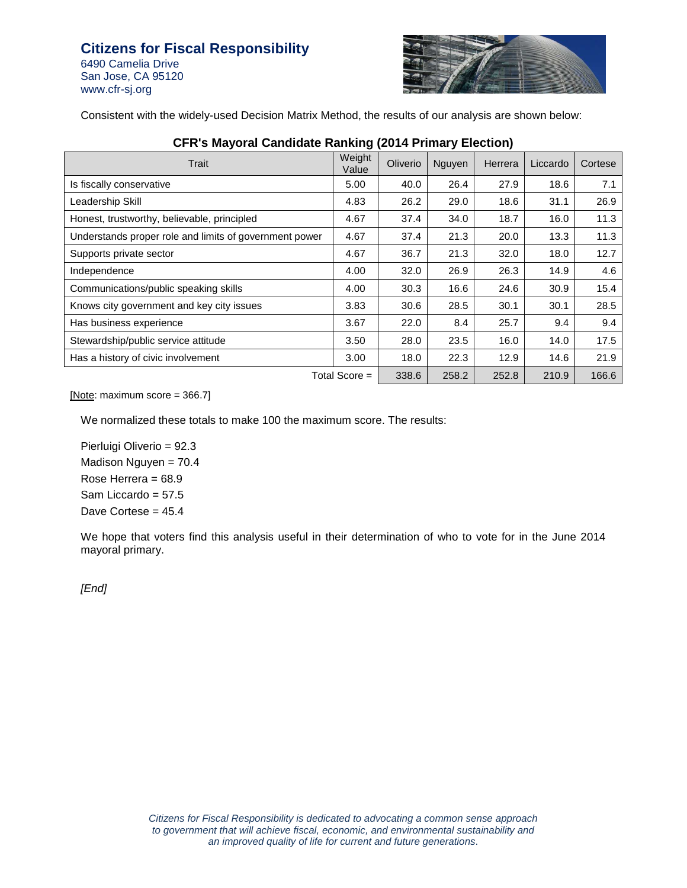## Citizens for Fiscal Responsibility

6490 Camelia Drive
San Jose, CA 95120
www.cfr-sj.org

Consistent with the widely-used Decision Matrix Method, the results of our analysis are shown below:

**CFR's Mayoral Candidate Ranking (2014 Primary Election)**

| Trait | Weight Value | Oliverio | Nguyen | Herrera | Liccardo | Cortese |
|---|---|---|---|---|---|---|
| Is fiscally conservative | 5.00 | 40.0 | 26.4 | 27.9 | 18.6 | 7.1 |
| Leadership Skill | 4.83 | 26.2 | 29.0 | 18.6 | 31.1 | 26.9 |
| Honest, trustworthy, believable, principled | 4.67 | 37.4 | 34.0 | 18.7 | 16.0 | 11.3 |
| Understands proper role and limits of government power | 4.67 | 37.4 | 21.3 | 20.0 | 13.3 | 11.3 |
| Supports private sector | 4.67 | 36.7 | 21.3 | 32.0 | 18.0 | 12.7 |
| Independence | 4.00 | 32.0 | 26.9 | 26.3 | 14.9 | 4.6 |
| Communications/public speaking skills | 4.00 | 30.3 | 16.6 | 24.6 | 30.9 | 15.4 |
| Knows city government and key city issues | 3.83 | 30.6 | 28.5 | 30.1 | 30.1 | 28.5 |
| Has business experience | 3.67 | 22.0 | 8.4 | 25.7 | 9.4 | 9.4 |
| Stewardship/public service attitude | 3.50 | 28.0 | 23.5 | 16.0 | 14.0 | 17.5 |
| Has a history of civic involvement | 3.00 | 18.0 | 22.3 | 12.9 | 14.6 | 21.9 |
| | Total Score = | 338.6 | 258.2 | 252.8 | 210.9 | 166.6 |

[Note: maximum score = 366.7]

We normalized these totals to make 100 the maximum score. The results:

Pierluigi Oliverio = 92.3
Madison Nguyen = 70.4
Rose Herrera = 68.9
Sam Liccardo = 57.5
Dave Cortese = 45.4

We hope that voters find this analysis useful in their determination of who to vote for in the June 2014 mayoral primary.

*[End]*

*Citizens for Fiscal Responsibility is dedicated to advocating a common sense approach to government that will achieve fiscal, economic, and environmental sustainability and an improved quality of life for current and future generations.*